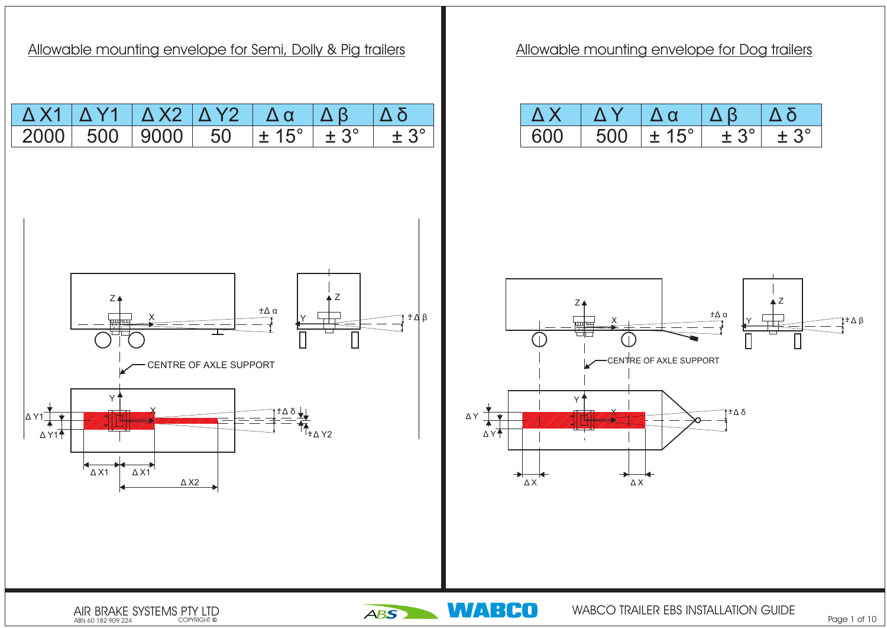## Allowable mounting envelope for Semi, Dolly & Pig trailers

| Δ X1 | Δ Y1 | Δ X2 | Δ Y2 | Δ α | Δ β | Δ δ |
|---|---|---|---|---|---|---|
| 2000 | 500 | 9000 | 50 | ± 15° | ± 3° | ± 3° |

Z, X, Y, ±Δ α, ±Δ β, ±Δ δ, Δ Y1, Δ Y1, ±Δ Y2, Δ X1, Δ X1, Δ X2

CENTRE OF AXLE SUPPORT

## Allowable mounting envelope for Dog trailers

| Δ X | Δ Y | Δ α | Δ β | Δ δ |
|---|---|---|---|---|
| 600 | 500 | ± 15° | ± 3° | ± 3° |

Z, X, Y, ±Δ α, ±Δ β, ±Δ δ, Δ Y, Δ Y, Δ X, Δ X

CENTRE OF AXLE SUPPORT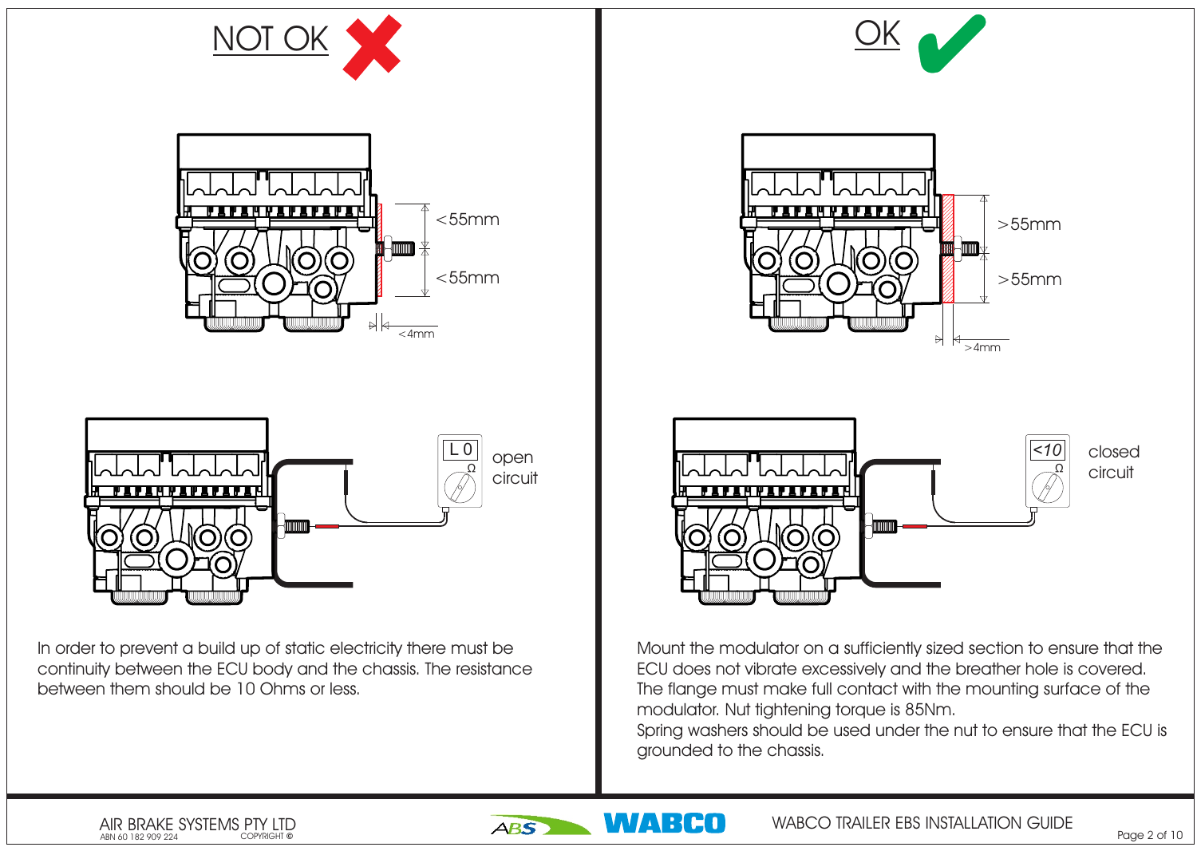## NOT OK ✗

<55mm

<55mm

<4mm

L 0 Ω

open circuit

In order to prevent a build up of static electricity there must be continuity between the ECU body and the chassis. The resistance between them should be 10 Ohms or less.

## OK ✓

>55mm

>55mm

>4mm

<10 Ω

closed circuit

Mount the modulator on a sufficiently sized section to ensure that the ECU does not vibrate excessively and the breather hole is covered. The flange must make full contact with the mounting surface of the modulator. Nut tightening torque is 85Nm.
Spring washers should be used under the nut to ensure that the ECU is grounded to the chassis.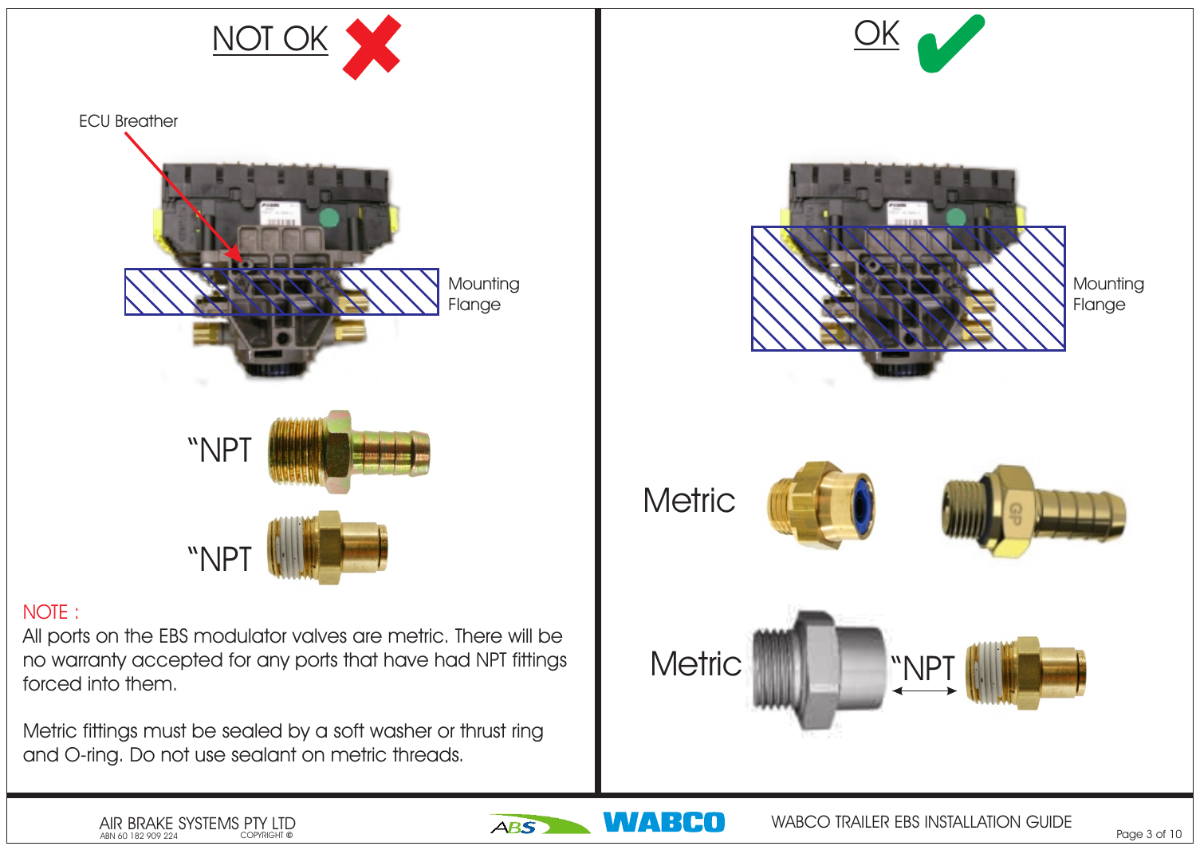## NOT OK

ECU Breather

Mounting Flange

"NPT

"NPT

NOTE :

All ports on the EBS modulator valves are metric. There will be no warranty accepted for any ports that have had NPT fittings forced into them.

Metric fittings must be sealed by a soft washer or thrust ring and O-ring. Do not use sealant on metric threads.

## OK

Mounting Flange

Metric

Metric "NPT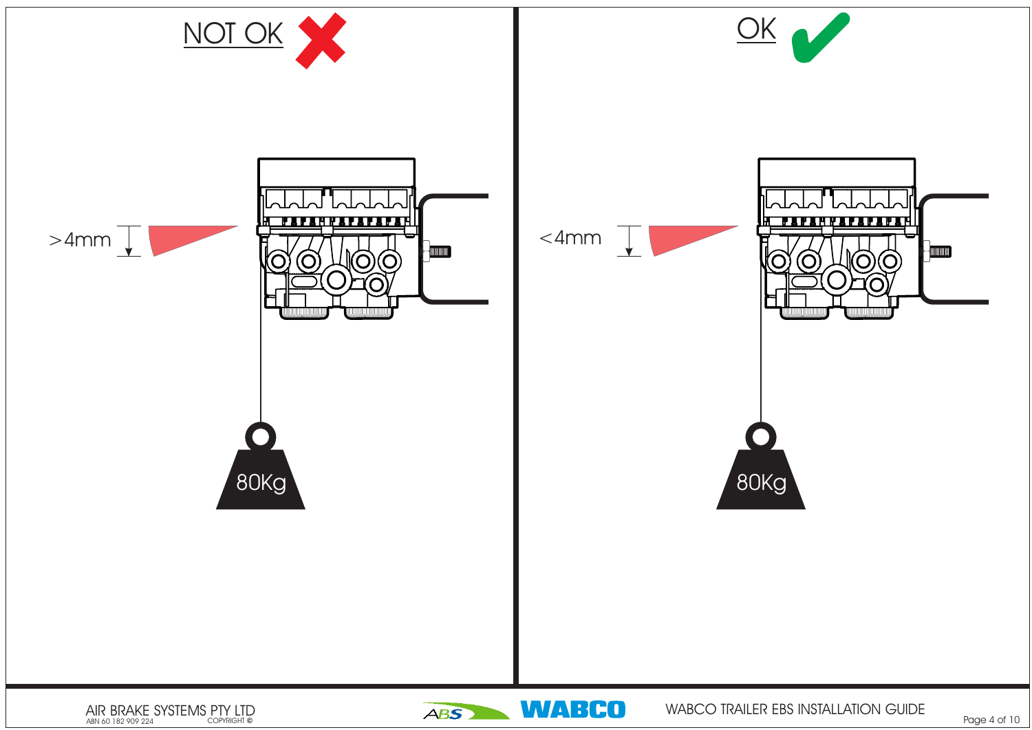NOT OK

>4mm

80Kg

OK

<4mm

80Kg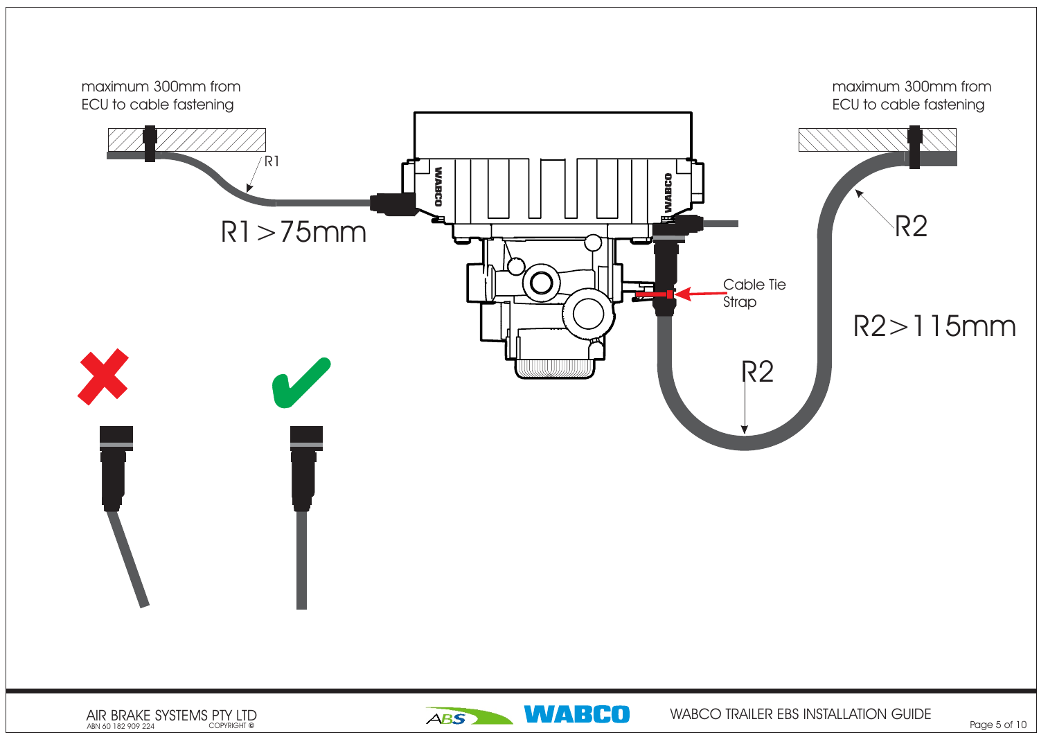maximum 300mm from ECU to cable fastening

R1

R1 > 75mm

maximum 300mm from ECU to cable fastening

R2

Cable Tie Strap

R2 > 115mm

R2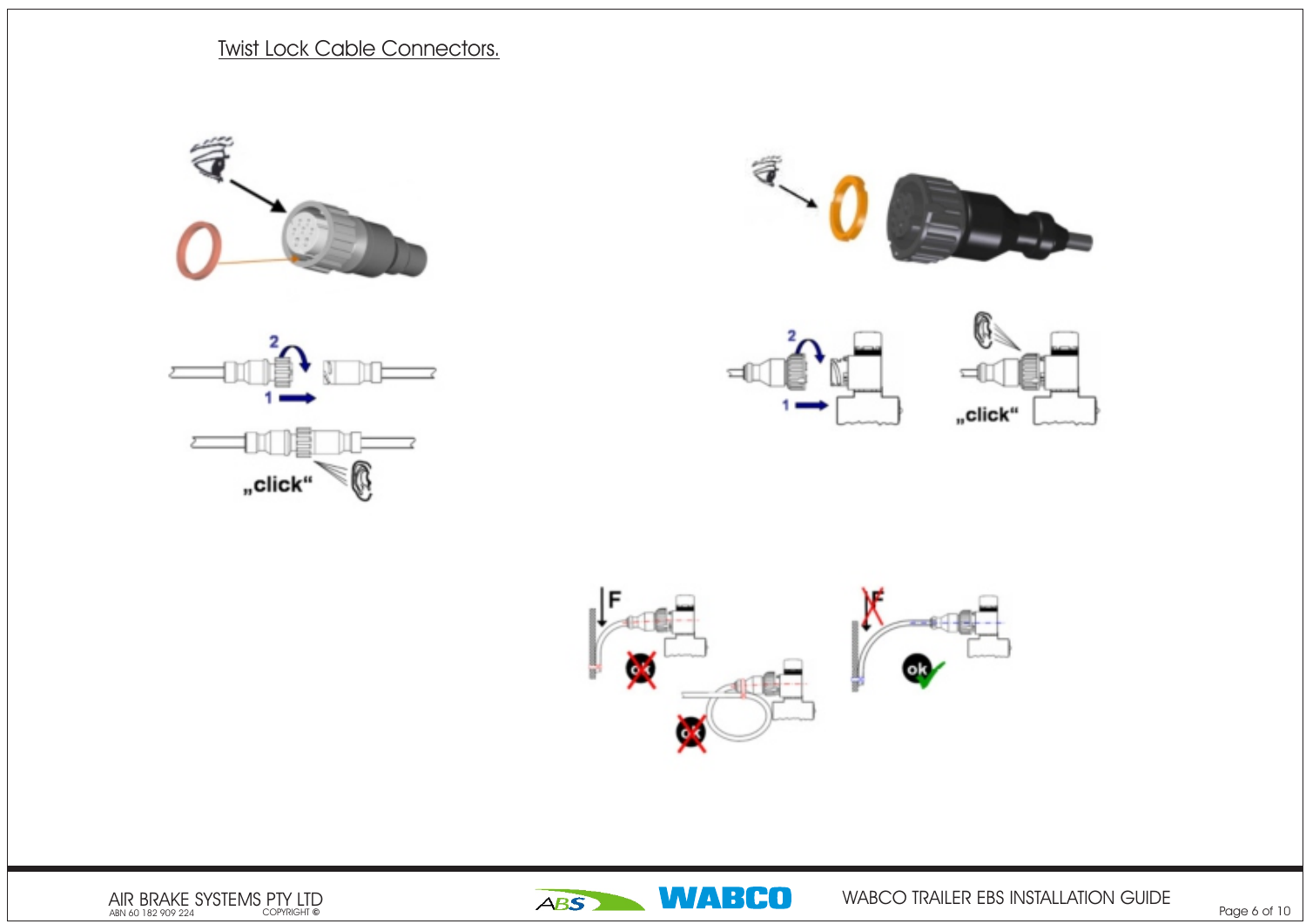# Twist Lock Cable Connectors.

„click“

„click“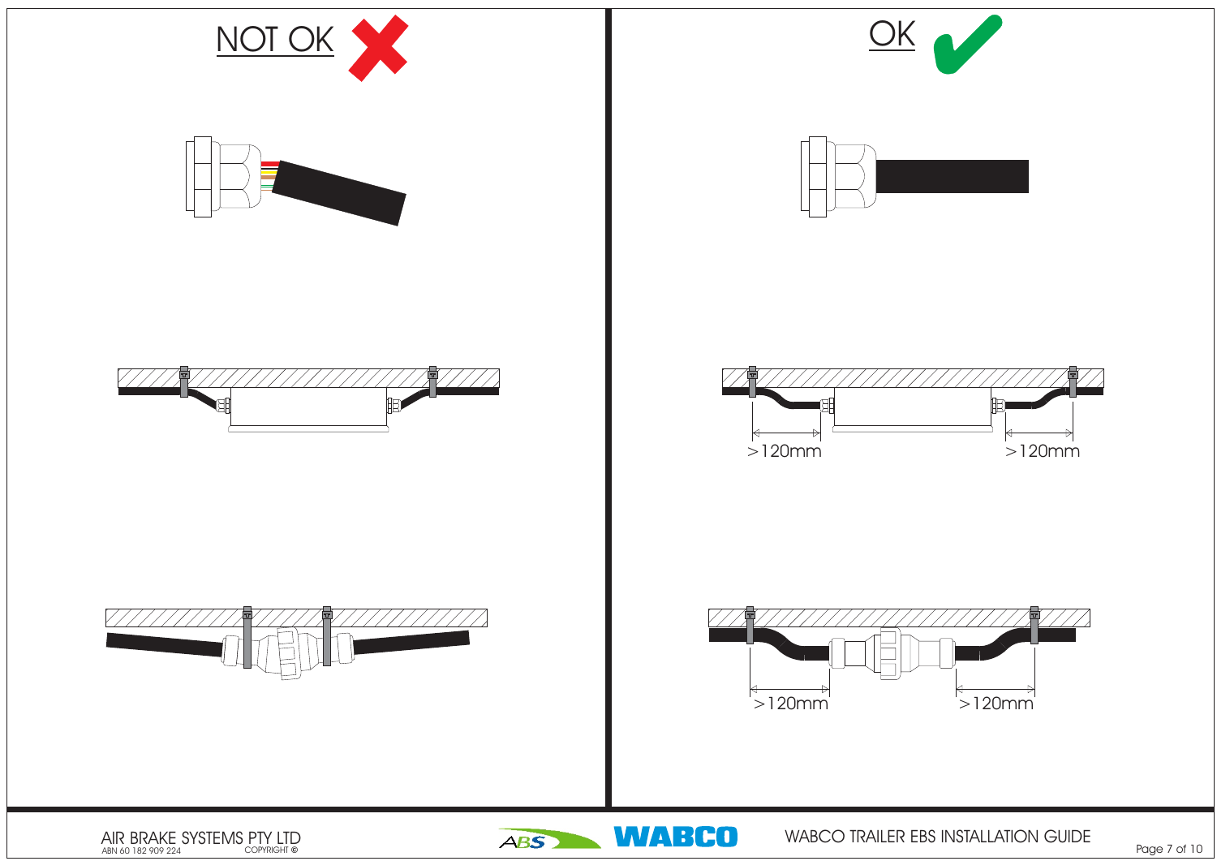# NOT OK

# OK

>120mm

>120mm

>120mm

>120mm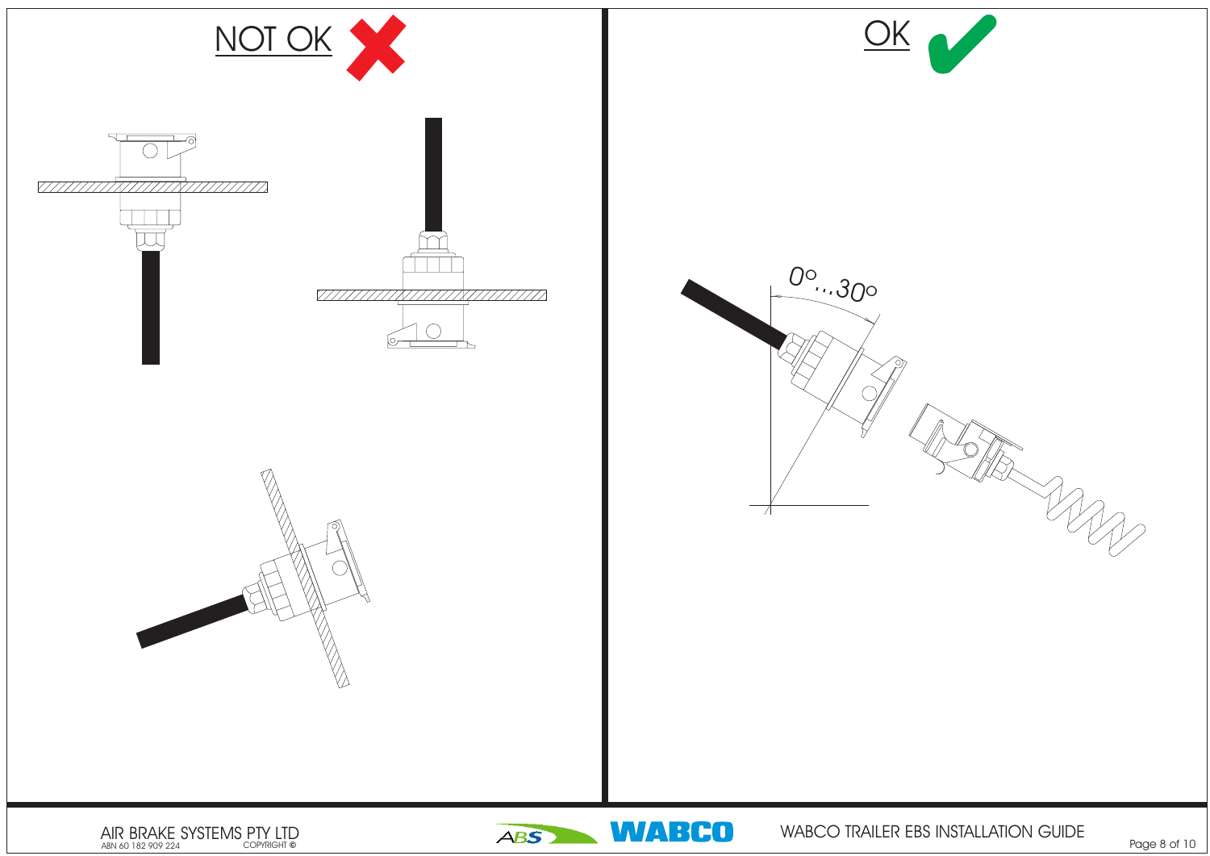NOT OK

OK

0°...30°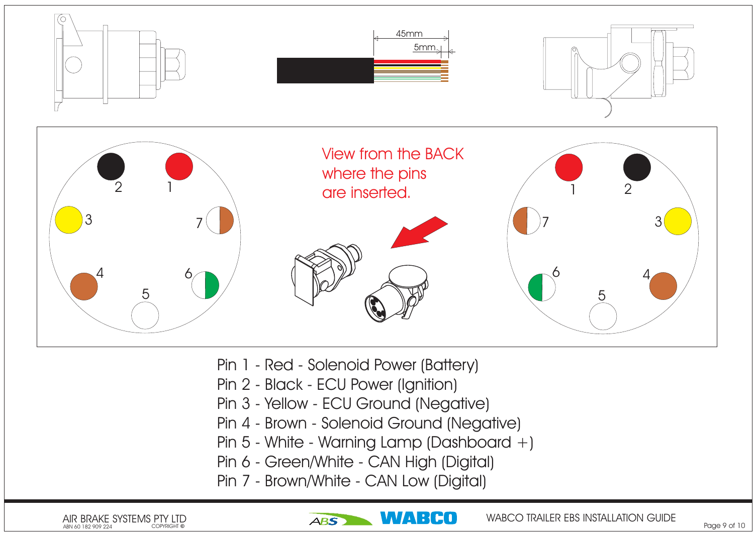45mm

5mm

View from the BACK where the pins are inserted.

Pin 1 - Red - Solenoid Power (Battery)

Pin 2 - Black - ECU Power (Ignition)

Pin 3 - Yellow - ECU Ground (Negative)

Pin 4 - Brown - Solenoid Ground (Negative)

Pin 5 - White - Warning Lamp (Dashboard +)

Pin 6 - Green/White - CAN High (Digital)

Pin 7 - Brown/White - CAN Low (Digital)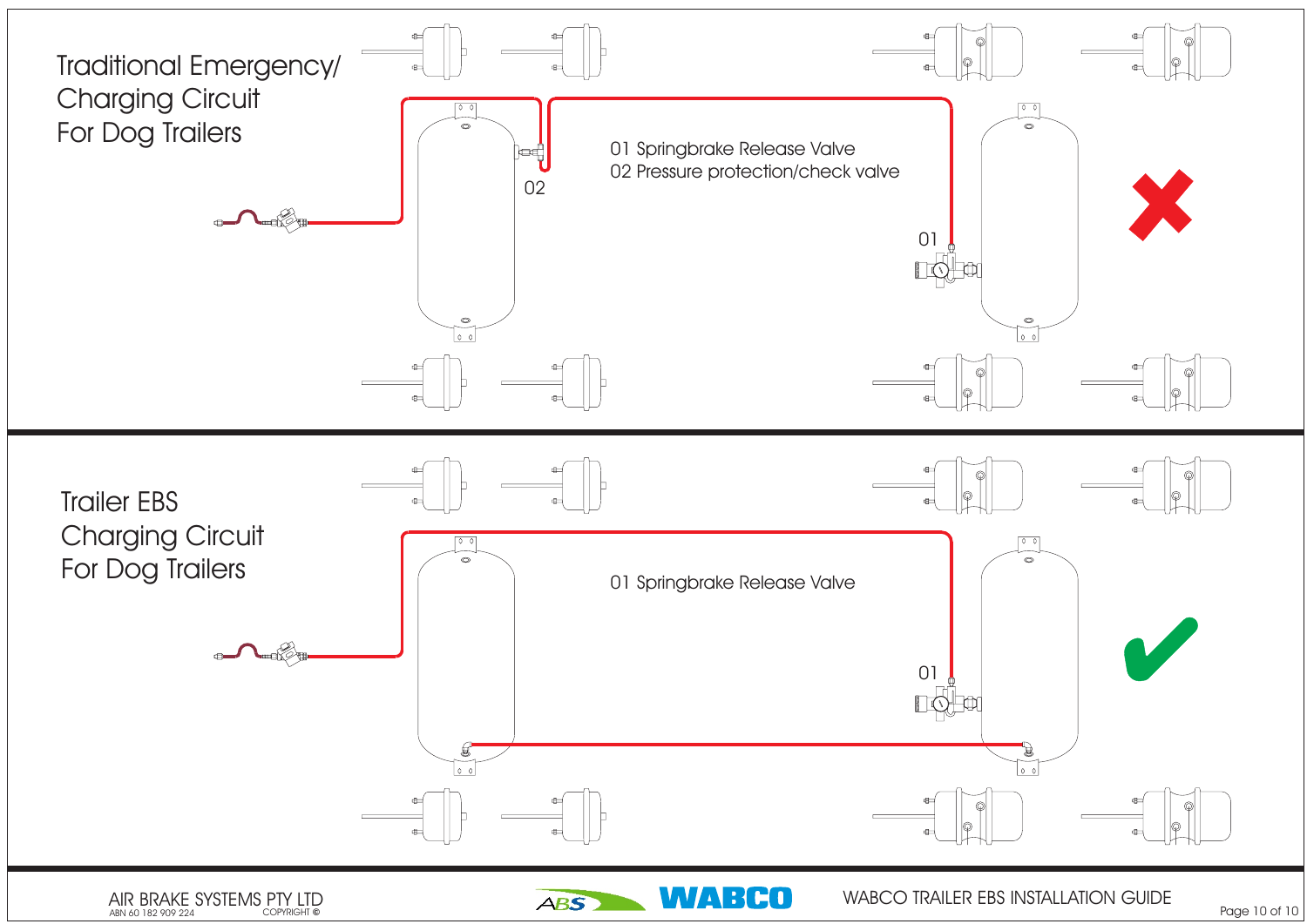## Traditional Emergency/ Charging Circuit For Dog Trailers

01 Springbrake Release Valve

02 Pressure protection/check valve

02

01

## Trailer EBS Charging Circuit For Dog Trailers

01 Springbrake Release Valve

01

AIR BRAKE SYSTEMS PTY LTD
ABN 60 182 909 224 COPYRIGHT ©

WABCO TRAILER EBS INSTALLATION GUIDE